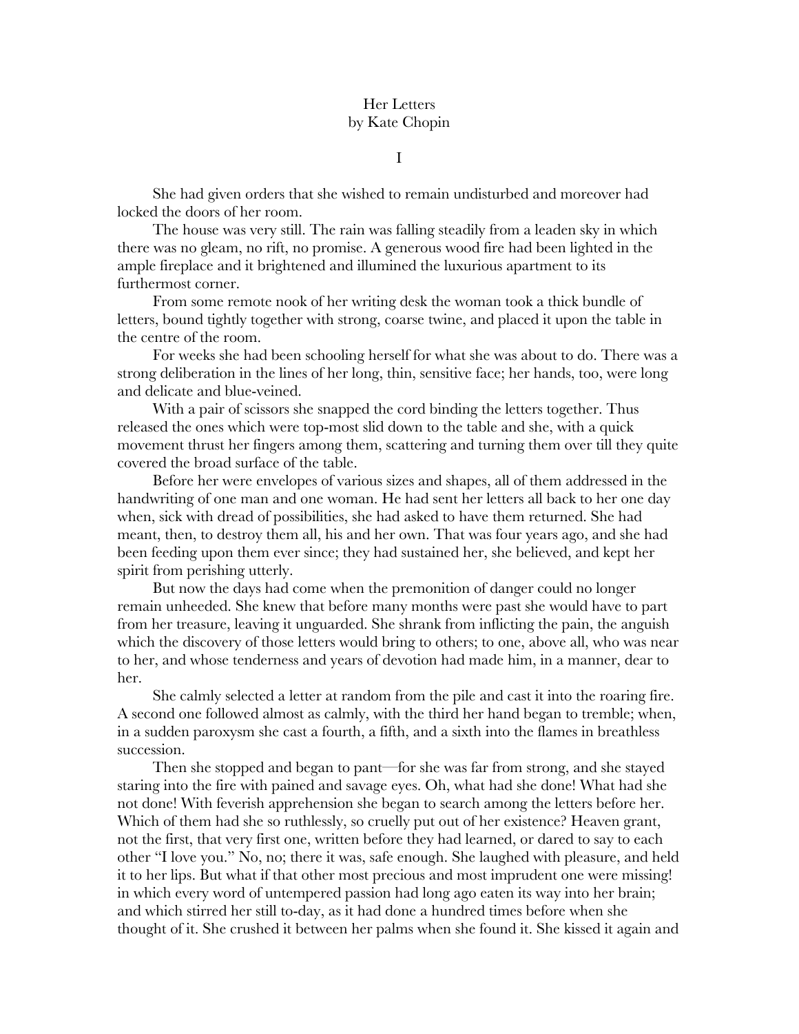# Her Letters

by Kate Chopin

## I

She had given orders that she wished to remain undisturbed and moreover had locked the doors of her room.

The house was very still. The rain was falling steadily from a leaden sky in which there was no gleam, no rift, no promise. A generous wood fire had been lighted in the ample fireplace and it brightened and illumined the luxurious apartment to its furthermost corner.

From some remote nook of her writing desk the woman took a thick bundle of letters, bound tightly together with strong, coarse twine, and placed it upon the table in the centre of the room.

For weeks she had been schooling herself for what she was about to do. There was a strong deliberation in the lines of her long, thin, sensitive face; her hands, too, were long and delicate and blue-veined.

With a pair of scissors she snapped the cord binding the letters together. Thus released the ones which were top-most slid down to the table and she, with a quick movement thrust her fingers among them, scattering and turning them over till they quite covered the broad surface of the table.

Before her were envelopes of various sizes and shapes, all of them addressed in the handwriting of one man and one woman. He had sent her letters all back to her one day when, sick with dread of possibilities, she had asked to have them returned. She had meant, then, to destroy them all, his and her own. That was four years ago, and she had been feeding upon them ever since; they had sustained her, she believed, and kept her spirit from perishing utterly.

But now the days had come when the premonition of danger could no longer remain unheeded. She knew that before many months were past she would have to part from her treasure, leaving it unguarded. She shrank from inflicting the pain, the anguish which the discovery of those letters would bring to others; to one, above all, who was near to her, and whose tenderness and years of devotion had made him, in a manner, dear to her.

She calmly selected a letter at random from the pile and cast it into the roaring fire. A second one followed almost as calmly, with the third her hand began to tremble; when, in a sudden paroxysm she cast a fourth, a fifth, and a sixth into the flames in breathless succession.

Then she stopped and began to pant—for she was far from strong, and she stayed staring into the fire with pained and savage eyes. Oh, what had she done! What had she not done! With feverish apprehension she began to search among the letters before her. Which of them had she so ruthlessly, so cruelly put out of her existence? Heaven grant, not the first, that very first one, written before they had learned, or dared to say to each other "I love you." No, no; there it was, safe enough. She laughed with pleasure, and held it to her lips. But what if that other most precious and most imprudent one were missing! in which every word of untempered passion had long ago eaten its way into her brain; and which stirred her still to-day, as it had done a hundred times before when she thought of it. She crushed it between her palms when she found it. She kissed it again and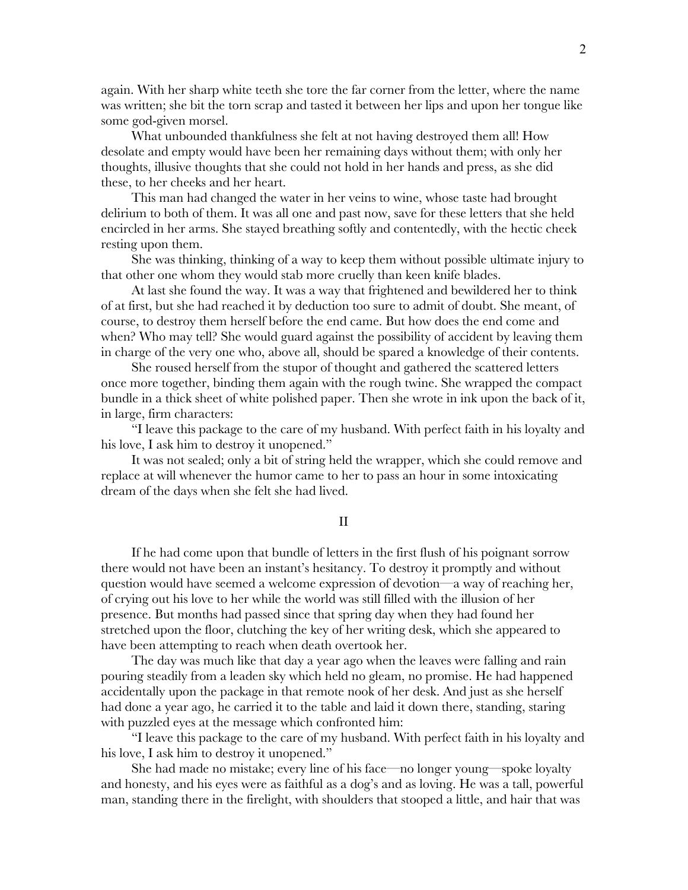again. With her sharp white teeth she tore the far corner from the letter, where the name was written; she bit the torn scrap and tasted it between her lips and upon her tongue like some god-given morsel.

What unbounded thankfulness she felt at not having destroyed them all! How desolate and empty would have been her remaining days without them; with only her thoughts, illusive thoughts that she could not hold in her hands and press, as she did these, to her cheeks and her heart.

This man had changed the water in her veins to wine, whose taste had brought delirium to both of them. It was all one and past now, save for these letters that she held encircled in her arms. She stayed breathing softly and contentedly, with the hectic cheek resting upon them.

She was thinking, thinking of a way to keep them without possible ultimate injury to that other one whom they would stab more cruelly than keen knife blades.

At last she found the way. It was a way that frightened and bewildered her to think of at first, but she had reached it by deduction too sure to admit of doubt. She meant, of course, to destroy them herself before the end came. But how does the end come and when? Who may tell? She would guard against the possibility of accident by leaving them in charge of the very one who, above all, should be spared a knowledge of their contents.

She roused herself from the stupor of thought and gathered the scattered letters once more together, binding them again with the rough twine. She wrapped the compact bundle in a thick sheet of white polished paper. Then she wrote in ink upon the back of it, in large, firm characters:

"I leave this package to the care of my husband. With perfect faith in his loyalty and his love, I ask him to destroy it unopened."

It was not sealed; only a bit of string held the wrapper, which she could remove and replace at will whenever the humor came to her to pass an hour in some intoxicating dream of the days when she felt she had lived.

## II

If he had come upon that bundle of letters in the first flush of his poignant sorrow there would not have been an instant's hesitancy. To destroy it promptly and without question would have seemed a welcome expression of devotion—a way of reaching her, of crying out his love to her while the world was still filled with the illusion of her presence. But months had passed since that spring day when they had found her stretched upon the floor, clutching the key of her writing desk, which she appeared to have been attempting to reach when death overtook her.

The day was much like that day a year ago when the leaves were falling and rain pouring steadily from a leaden sky which held no gleam, no promise. He had happened accidentally upon the package in that remote nook of her desk. And just as she herself had done a year ago, he carried it to the table and laid it down there, standing, staring with puzzled eyes at the message which confronted him:

"I leave this package to the care of my husband. With perfect faith in his loyalty and his love, I ask him to destroy it unopened."

She had made no mistake; every line of his face—no longer young—spoke loyalty and honesty, and his eyes were as faithful as a dog's and as loving. He was a tall, powerful man, standing there in the firelight, with shoulders that stooped a little, and hair that was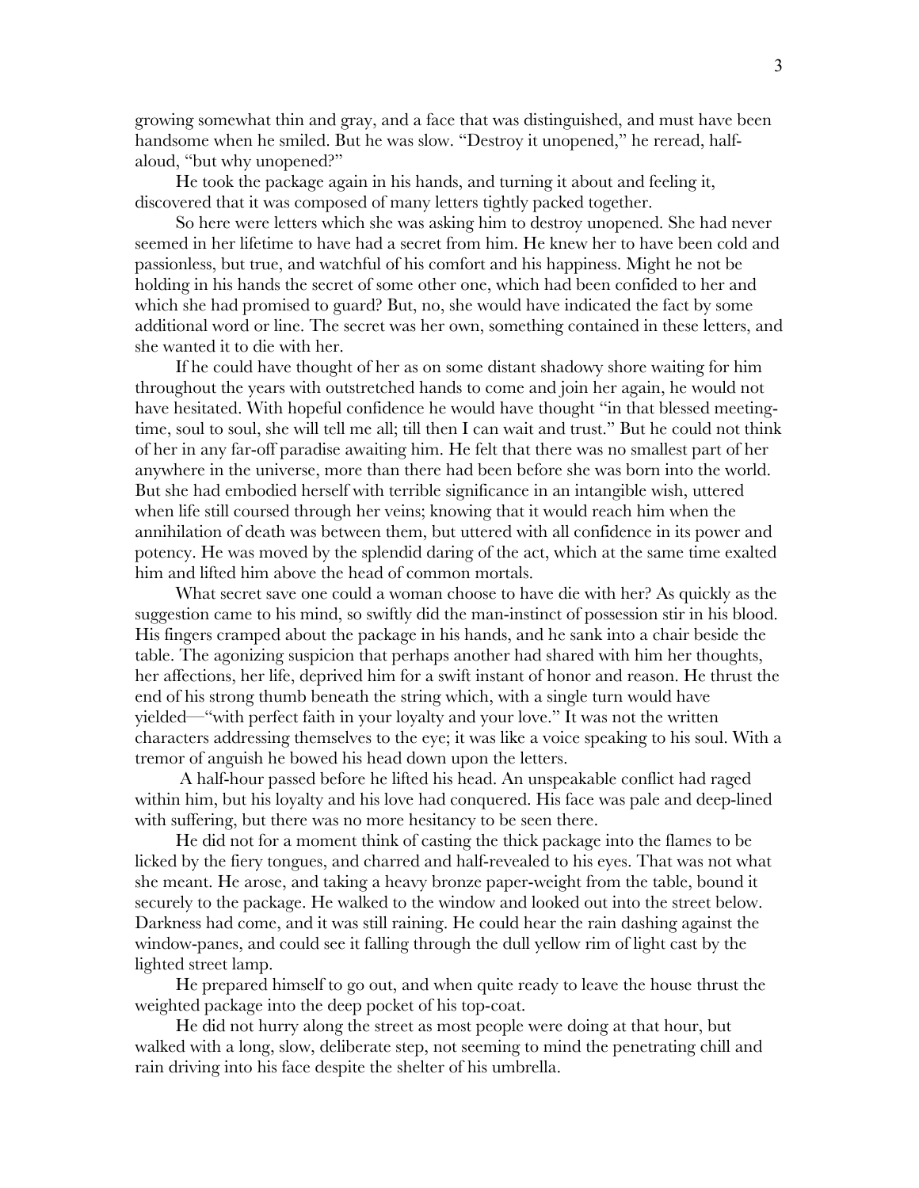growing somewhat thin and gray, and a face that was distinguished, and must have been handsome when he smiled. But he was slow. "Destroy it unopened," he reread, half-aloud, "but why unopened?"

He took the package again in his hands, and turning it about and feeling it, discovered that it was composed of many letters tightly packed together.

So here were letters which she was asking him to destroy unopened. She had never seemed in her lifetime to have had a secret from him. He knew her to have been cold and passionless, but true, and watchful of his comfort and his happiness. Might he not be holding in his hands the secret of some other one, which had been confided to her and which she had promised to guard? But, no, she would have indicated the fact by some additional word or line. The secret was her own, something contained in these letters, and she wanted it to die with her.

If he could have thought of her as on some distant shadowy shore waiting for him throughout the years with outstretched hands to come and join her again, he would not have hesitated. With hopeful confidence he would have thought "in that blessed meeting-time, soul to soul, she will tell me all; till then I can wait and trust." But he could not think of her in any far-off paradise awaiting him. He felt that there was no smallest part of her anywhere in the universe, more than there had been before she was born into the world. But she had embodied herself with terrible significance in an intangible wish, uttered when life still coursed through her veins; knowing that it would reach him when the annihilation of death was between them, but uttered with all confidence in its power and potency. He was moved by the splendid daring of the act, which at the same time exalted him and lifted him above the head of common mortals.

What secret save one could a woman choose to have die with her? As quickly as the suggestion came to his mind, so swiftly did the man-instinct of possession stir in his blood. His fingers cramped about the package in his hands, and he sank into a chair beside the table. The agonizing suspicion that perhaps another had shared with him her thoughts, her affections, her life, deprived him for a swift instant of honor and reason. He thrust the end of his strong thumb beneath the string which, with a single turn would have yielded—"with perfect faith in your loyalty and your love." It was not the written characters addressing themselves to the eye; it was like a voice speaking to his soul. With a tremor of anguish he bowed his head down upon the letters.

A half-hour passed before he lifted his head. An unspeakable conflict had raged within him, but his loyalty and his love had conquered. His face was pale and deep-lined with suffering, but there was no more hesitancy to be seen there.

He did not for a moment think of casting the thick package into the flames to be licked by the fiery tongues, and charred and half-revealed to his eyes. That was not what she meant. He arose, and taking a heavy bronze paper-weight from the table, bound it securely to the package. He walked to the window and looked out into the street below. Darkness had come, and it was still raining. He could hear the rain dashing against the window-panes, and could see it falling through the dull yellow rim of light cast by the lighted street lamp.

He prepared himself to go out, and when quite ready to leave the house thrust the weighted package into the deep pocket of his top-coat.

He did not hurry along the street as most people were doing at that hour, but walked with a long, slow, deliberate step, not seeming to mind the penetrating chill and rain driving into his face despite the shelter of his umbrella.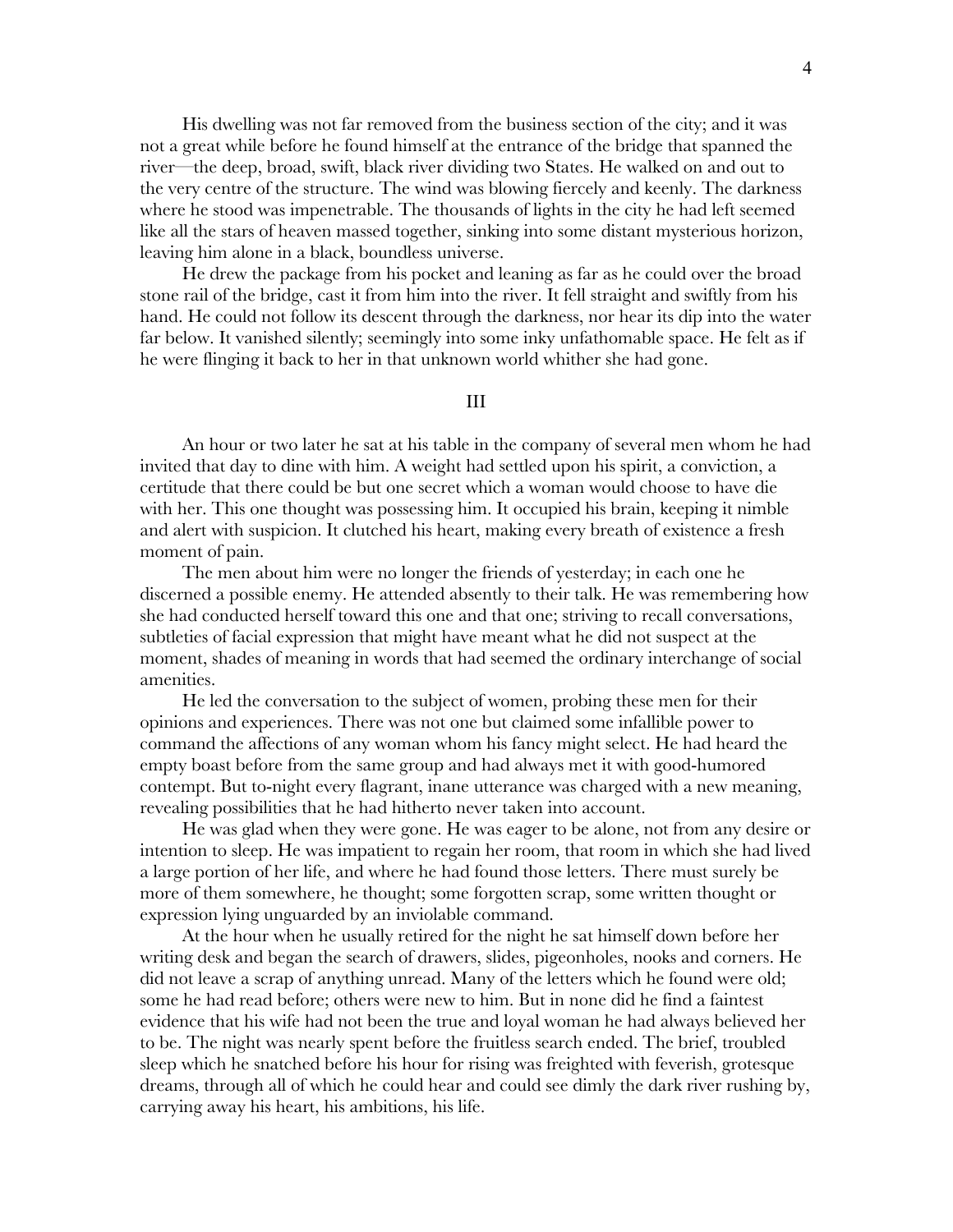His dwelling was not far removed from the business section of the city; and it was not a great while before he found himself at the entrance of the bridge that spanned the river—the deep, broad, swift, black river dividing two States. He walked on and out to the very centre of the structure. The wind was blowing fiercely and keenly. The darkness where he stood was impenetrable. The thousands of lights in the city he had left seemed like all the stars of heaven massed together, sinking into some distant mysterious horizon, leaving him alone in a black, boundless universe.

He drew the package from his pocket and leaning as far as he could over the broad stone rail of the bridge, cast it from him into the river. It fell straight and swiftly from his hand. He could not follow its descent through the darkness, nor hear its dip into the water far below. It vanished silently; seemingly into some inky unfathomable space. He felt as if he were flinging it back to her in that unknown world whither she had gone.

## III

An hour or two later he sat at his table in the company of several men whom he had invited that day to dine with him. A weight had settled upon his spirit, a conviction, a certitude that there could be but one secret which a woman would choose to have die with her. This one thought was possessing him. It occupied his brain, keeping it nimble and alert with suspicion. It clutched his heart, making every breath of existence a fresh moment of pain.

The men about him were no longer the friends of yesterday; in each one he discerned a possible enemy. He attended absently to their talk. He was remembering how she had conducted herself toward this one and that one; striving to recall conversations, subtleties of facial expression that might have meant what he did not suspect at the moment, shades of meaning in words that had seemed the ordinary interchange of social amenities.

He led the conversation to the subject of women, probing these men for their opinions and experiences. There was not one but claimed some infallible power to command the affections of any woman whom his fancy might select. He had heard the empty boast before from the same group and had always met it with good-humored contempt. But to-night every flagrant, inane utterance was charged with a new meaning, revealing possibilities that he had hitherto never taken into account.

He was glad when they were gone. He was eager to be alone, not from any desire or intention to sleep. He was impatient to regain her room, that room in which she had lived a large portion of her life, and where he had found those letters. There must surely be more of them somewhere, he thought; some forgotten scrap, some written thought or expression lying unguarded by an inviolable command.

At the hour when he usually retired for the night he sat himself down before her writing desk and began the search of drawers, slides, pigeonholes, nooks and corners. He did not leave a scrap of anything unread. Many of the letters which he found were old; some he had read before; others were new to him. But in none did he find a faintest evidence that his wife had not been the true and loyal woman he had always believed her to be. The night was nearly spent before the fruitless search ended. The brief, troubled sleep which he snatched before his hour for rising was freighted with feverish, grotesque dreams, through all of which he could hear and could see dimly the dark river rushing by, carrying away his heart, his ambitions, his life.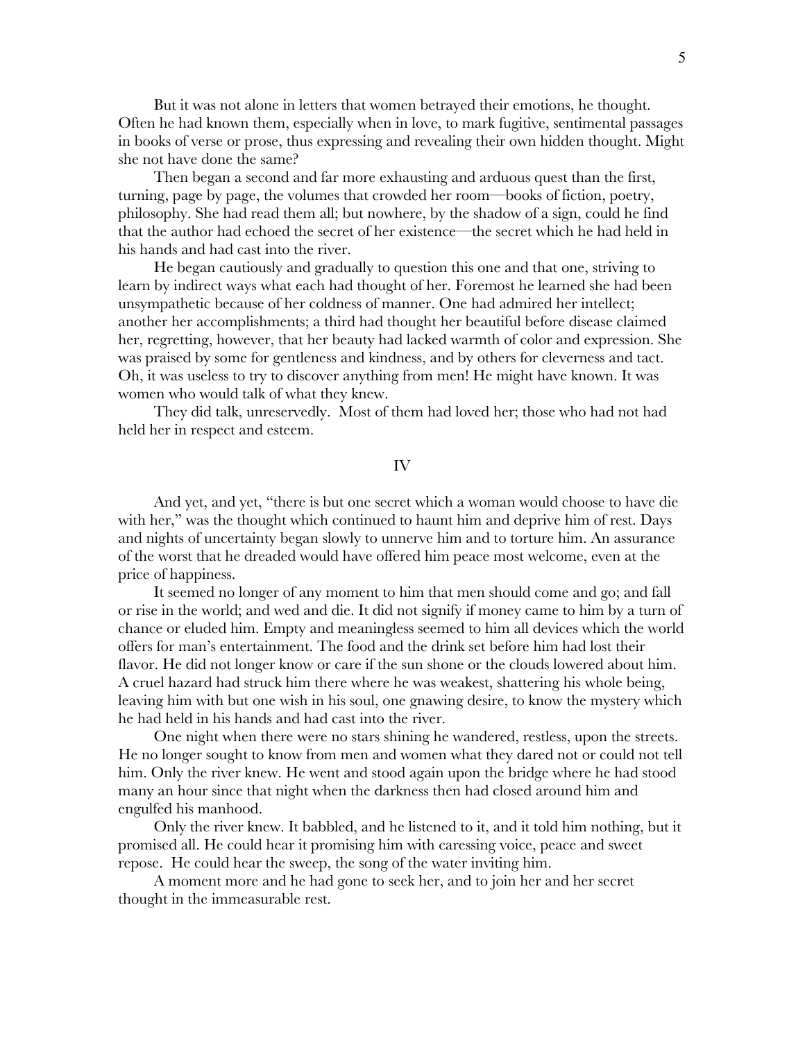But it was not alone in letters that women betrayed their emotions, he thought. Often he had known them, especially when in love, to mark fugitive, sentimental passages in books of verse or prose, thus expressing and revealing their own hidden thought. Might she not have done the same?

Then began a second and far more exhausting and arduous quest than the first, turning, page by page, the volumes that crowded her room—books of fiction, poetry, philosophy. She had read them all; but nowhere, by the shadow of a sign, could he find that the author had echoed the secret of her existence—the secret which he had held in his hands and had cast into the river.

He began cautiously and gradually to question this one and that one, striving to learn by indirect ways what each had thought of her. Foremost he learned she had been unsympathetic because of her coldness of manner. One had admired her intellect; another her accomplishments; a third had thought her beautiful before disease claimed her, regretting, however, that her beauty had lacked warmth of color and expression. She was praised by some for gentleness and kindness, and by others for cleverness and tact. Oh, it was useless to try to discover anything from men! He might have known. It was women who would talk of what they knew.

They did talk, unreservedly. Most of them had loved her; those who had not had held her in respect and esteem.

## IV

And yet, and yet, "there is but one secret which a woman would choose to have die with her," was the thought which continued to haunt him and deprive him of rest. Days and nights of uncertainty began slowly to unnerve him and to torture him. An assurance of the worst that he dreaded would have offered him peace most welcome, even at the price of happiness.

It seemed no longer of any moment to him that men should come and go; and fall or rise in the world; and wed and die. It did not signify if money came to him by a turn of chance or eluded him. Empty and meaningless seemed to him all devices which the world offers for man's entertainment. The food and the drink set before him had lost their flavor. He did not longer know or care if the sun shone or the clouds lowered about him. A cruel hazard had struck him there where he was weakest, shattering his whole being, leaving him with but one wish in his soul, one gnawing desire, to know the mystery which he had held in his hands and had cast into the river.

One night when there were no stars shining he wandered, restless, upon the streets. He no longer sought to know from men and women what they dared not or could not tell him. Only the river knew. He went and stood again upon the bridge where he had stood many an hour since that night when the darkness then had closed around him and engulfed his manhood.

Only the river knew. It babbled, and he listened to it, and it told him nothing, but it promised all. He could hear it promising him with caressing voice, peace and sweet repose. He could hear the sweep, the song of the water inviting him.

A moment more and he had gone to seek her, and to join her and her secret thought in the immeasurable rest.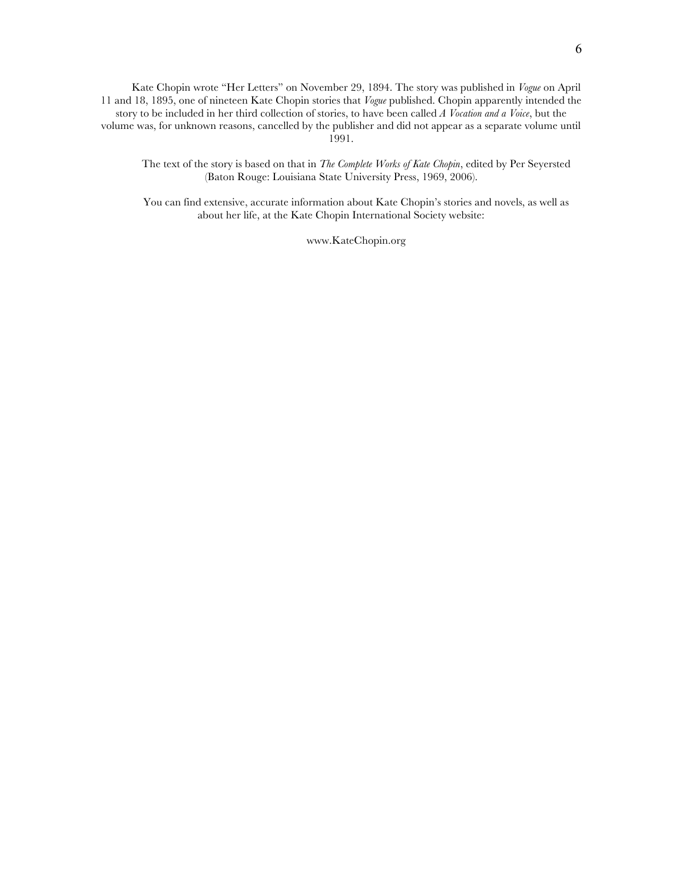Kate Chopin wrote "Her Letters" on November 29, 1894. The story was published in *Vogue* on April 11 and 18, 1895, one of nineteen Kate Chopin stories that *Vogue* published. Chopin apparently intended the story to be included in her third collection of stories, to have been called *A Vocation and a Voice*, but the volume was, for unknown reasons, cancelled by the publisher and did not appear as a separate volume until 1991.

The text of the story is based on that in *The Complete Works of Kate Chopin*, edited by Per Seyersted (Baton Rouge: Louisiana State University Press, 1969, 2006).

You can find extensive, accurate information about Kate Chopin's stories and novels, as well as about her life, at the Kate Chopin International Society website:

www.KateChopin.org